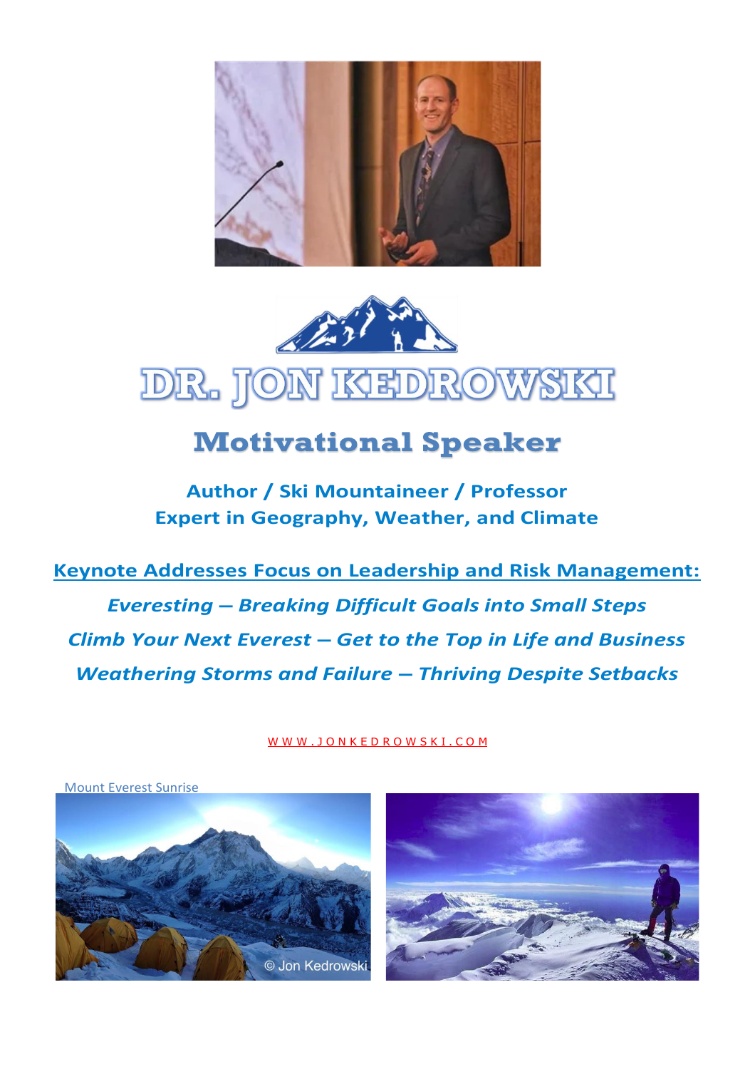# DR. JON KEDROWSKI

## Motivational Speaker

**Author / Ski Mountaineer / Professor**
**Expert in Geography, Weather, and Climate**

**Keynote Addresses Focus on Leadership and Risk Management:**

***Everesting – Breaking Difficult Goals into Small Steps***

***Climb Your Next Everest – Get to the Top in Life and Business***

***Weathering Storms and Failure – Thriving Despite Setbacks***

WWW.JONKEDROWSKI.COM

Mount Everest Sunrise

© Jon Kedrowski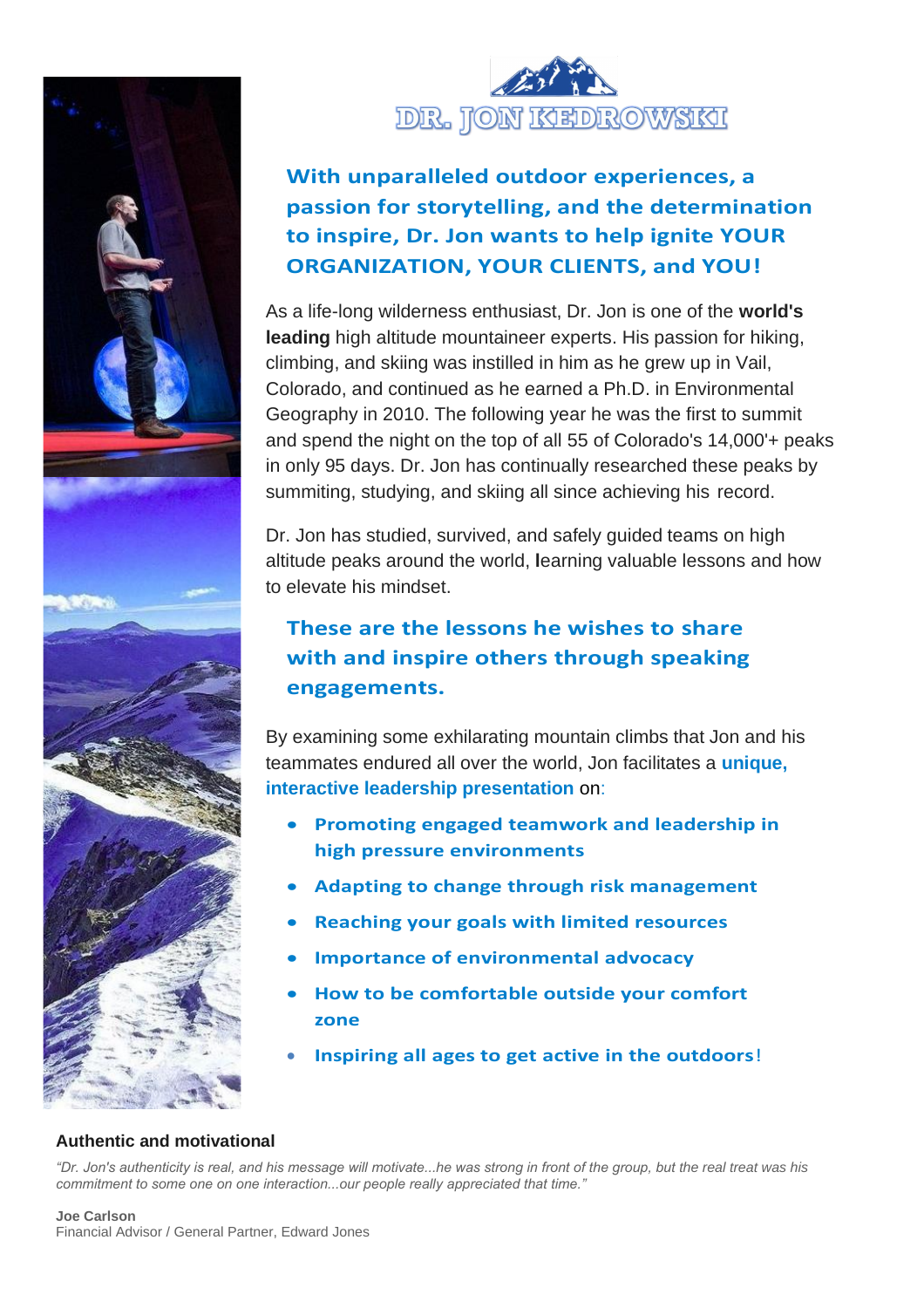# DR. JON KEDROWSKI

## With unparalleled outdoor experiences, a passion for storytelling, and the determination to inspire, Dr. Jon wants to help ignite YOUR ORGANIZATION, YOUR CLIENTS, and YOU!

As a life-long wilderness enthusiast, Dr. Jon is one of the **world's leading** high altitude mountaineer experts. His passion for hiking, climbing, and skiing was instilled in him as he grew up in Vail, Colorado, and continued as he earned a Ph.D. in Environmental Geography in 2010. The following year he was the first to summit and spend the night on the top of all 55 of Colorado's 14,000'+ peaks in only 95 days. Dr. Jon has continually researched these peaks by summiting, studying, and skiing all since achieving his record.

Dr. Jon has studied, survived, and safely guided teams on high altitude peaks around the world, learning valuable lessons and how to elevate his mindset.

## These are the lessons he wishes to share with and inspire others through speaking engagements.

By examining some exhilarating mountain climbs that Jon and his teammates endured all over the world, Jon facilitates a **unique, interactive leadership presentation** on:

- **Promoting engaged teamwork and leadership in high pressure environments**
- **Adapting to change through risk management**
- **Reaching your goals with limited resources**
- **Importance of environmental advocacy**
- **How to be comfortable outside your comfort zone**
- **Inspiring all ages to get active in the outdoors!**

**Authentic and motivational**

*"Dr. Jon's authenticity is real, and his message will motivate...he was strong in front of the group, but the real treat was his commitment to some one on one interaction...our people really appreciated that time."*

**Joe Carlson**
Financial Advisor / General Partner, Edward Jones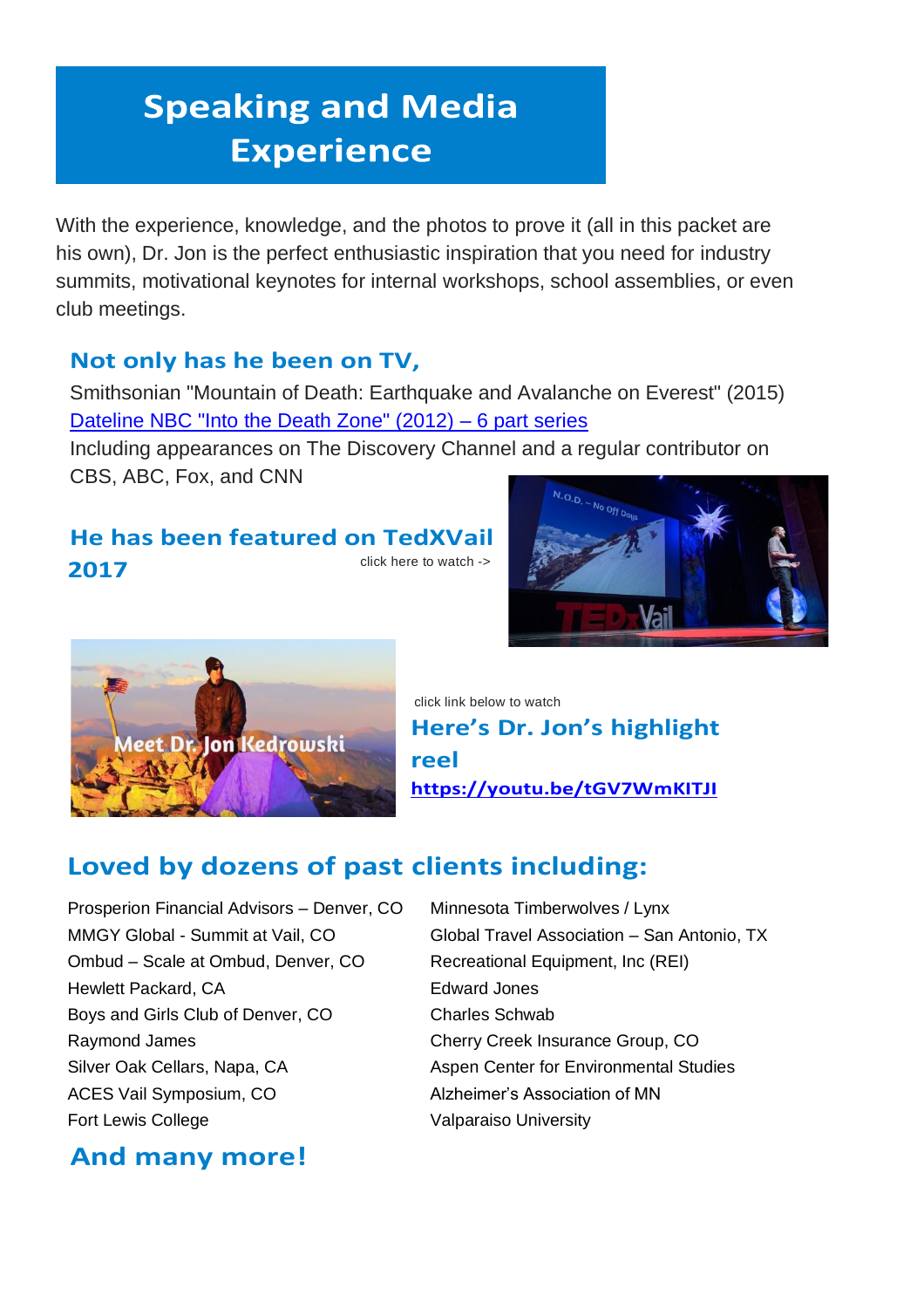# Speaking and Media Experience

With the experience, knowledge, and the photos to prove it (all in this packet are his own), Dr. Jon is the perfect enthusiastic inspiration that you need for industry summits, motivational keynotes for internal workshops, school assemblies, or even club meetings.

### Not only has he been on TV,

Smithsonian "Mountain of Death: Earthquake and Avalanche on Everest" (2015)
Dateline NBC "Into the Death Zone" (2012) – 6 part series
Including appearances on The Discovery Channel and a regular contributor on CBS, ABC, Fox, and CNN

### He has been featured on TedXVail 2017

click here to watch ->

click link below to watch

### Here's Dr. Jon's highlight reel

**https://youtu.be/tGV7WmKITJI**

## Loved by dozens of past clients including:

- Prosperion Financial Advisors – Denver, CO
- MMGY Global - Summit at Vail, CO
- Ombud – Scale at Ombud, Denver, CO
- Hewlett Packard, CA
- Boys and Girls Club of Denver, CO
- Raymond James
- Silver Oak Cellars, Napa, CA
- ACES Vail Symposium, CO
- Fort Lewis College
- Minnesota Timberwolves / Lynx
- Global Travel Association – San Antonio, TX
- Recreational Equipment, Inc (REI)
- Edward Jones
- Charles Schwab
- Cherry Creek Insurance Group, CO
- Aspen Center for Environmental Studies
- Alzheimer's Association of MN
- Valparaiso University

### And many more!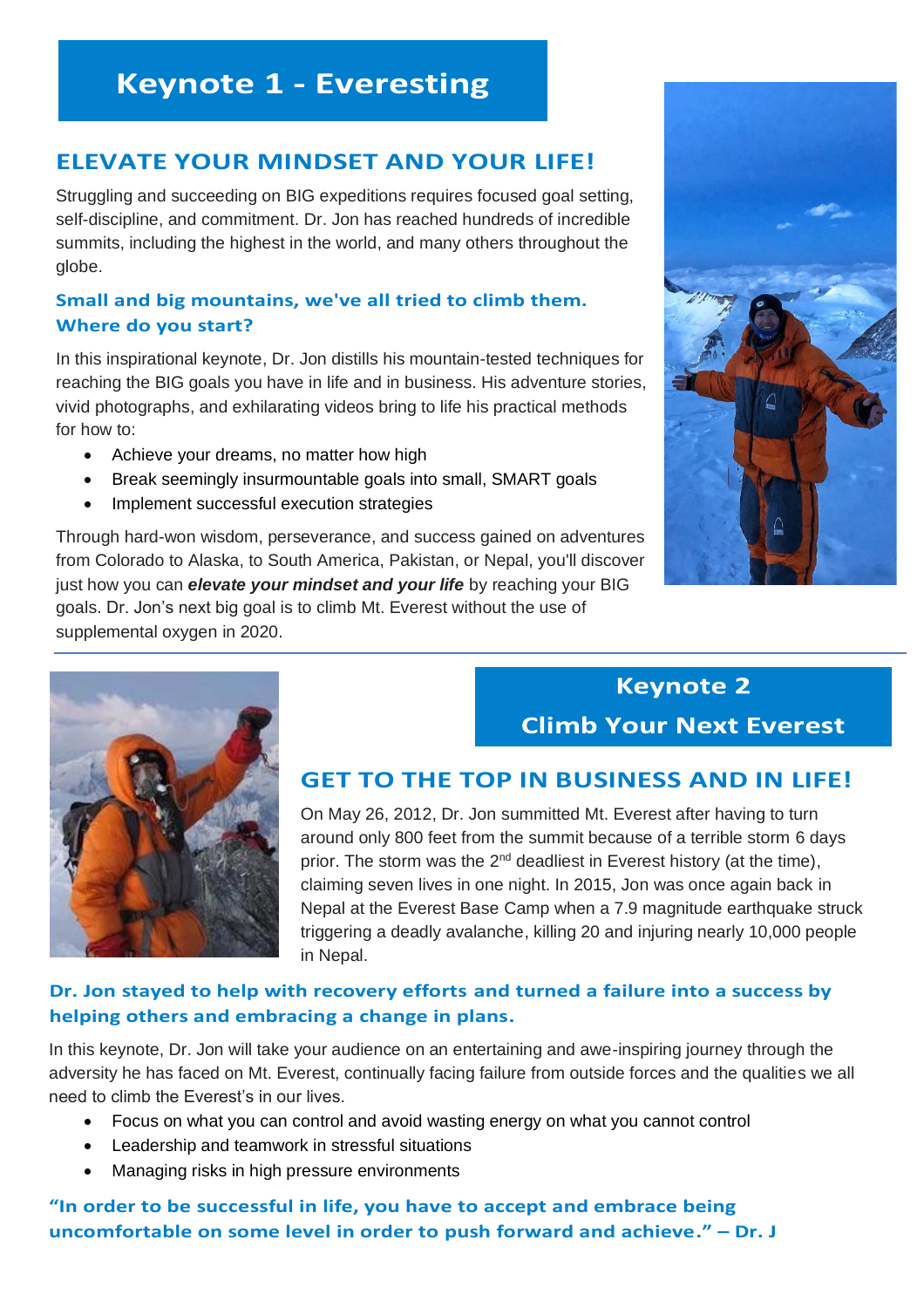# Keynote 1 - Everesting

## ELEVATE YOUR MINDSET AND YOUR LIFE!

Struggling and succeeding on BIG expeditions requires focused goal setting, self-discipline, and commitment. Dr. Jon has reached hundreds of incredible summits, including the highest in the world, and many others throughout the globe.

### Small and big mountains, we've all tried to climb them. Where do you start?

In this inspirational keynote, Dr. Jon distills his mountain-tested techniques for reaching the BIG goals you have in life and in business. His adventure stories, vivid photographs, and exhilarating videos bring to life his practical methods for how to:

- Achieve your dreams, no matter how high
- Break seemingly insurmountable goals into small, SMART goals
- Implement successful execution strategies

Through hard-won wisdom, perseverance, and success gained on adventures from Colorado to Alaska, to South America, Pakistan, or Nepal, you'll discover just how you can ***elevate your mindset and your life*** by reaching your BIG goals. Dr. Jon's next big goal is to climb Mt. Everest without the use of supplemental oxygen in 2020.

---

# Keynote 2 Climb Your Next Everest

## GET TO THE TOP IN BUSINESS AND IN LIFE!

On May 26, 2012, Dr. Jon summitted Mt. Everest after having to turn around only 800 feet from the summit because of a terrible storm 6 days prior. The storm was the 2nd deadliest in Everest history (at the time), claiming seven lives in one night. In 2015, Jon was once again back in Nepal at the Everest Base Camp when a 7.9 magnitude earthquake struck triggering a deadly avalanche, killing 20 and injuring nearly 10,000 people in Nepal.

### Dr. Jon stayed to help with recovery efforts and turned a failure into a success by helping others and embracing a change in plans.

In this keynote, Dr. Jon will take your audience on an entertaining and awe-inspiring journey through the adversity he has faced on Mt. Everest, continually facing failure from outside forces and the qualities we all need to climb the Everest's in our lives.

- Focus on what you can control and avoid wasting energy on what you cannot control
- Leadership and teamwork in stressful situations
- Managing risks in high pressure environments

**"In order to be successful in life, you have to accept and embrace being uncomfortable on some level in order to push forward and achieve." – Dr. J**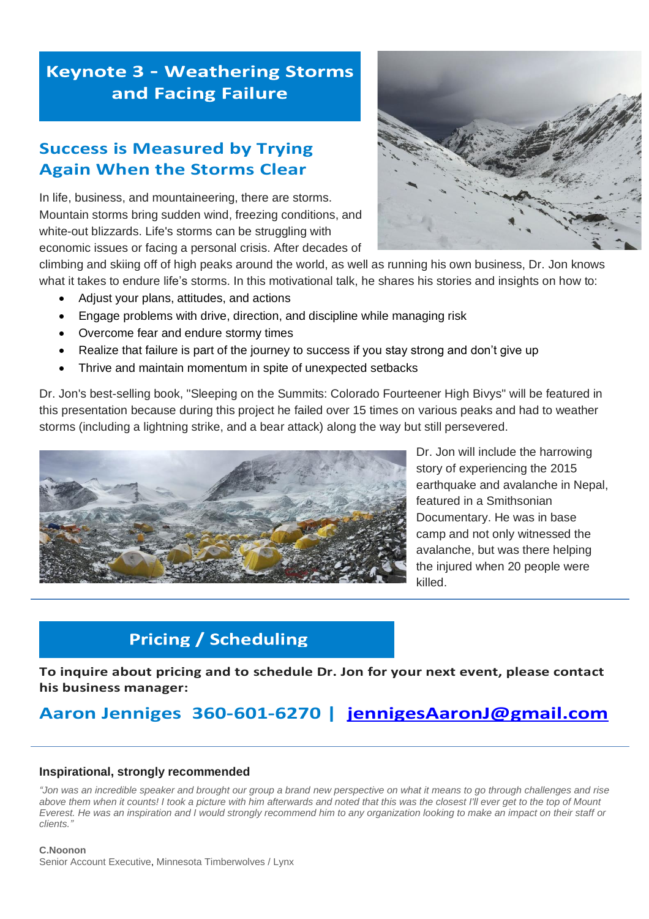## Keynote 3 - Weathering Storms and Facing Failure

### Success is Measured by Trying Again When the Storms Clear

In life, business, and mountaineering, there are storms. Mountain storms bring sudden wind, freezing conditions, and white-out blizzards. Life's storms can be struggling with economic issues or facing a personal crisis. After decades of climbing and skiing off of high peaks around the world, as well as running his own business, Dr. Jon knows what it takes to endure life's storms. In this motivational talk, he shares his stories and insights on how to:

- Adjust your plans, attitudes, and actions
- Engage problems with drive, direction, and discipline while managing risk
- Overcome fear and endure stormy times
- Realize that failure is part of the journey to success if you stay strong and don't give up
- Thrive and maintain momentum in spite of unexpected setbacks

Dr. Jon's best-selling book, "Sleeping on the Summits: Colorado Fourteener High Bivys" will be featured in this presentation because during this project he failed over 15 times on various peaks and had to weather storms (including a lightning strike, and a bear attack) along the way but still persevered.

Dr. Jon will include the harrowing story of experiencing the 2015 earthquake and avalanche in Nepal, featured in a Smithsonian Documentary. He was in base camp and not only witnessed the avalanche, but was there helping the injured when 20 people were killed.

---

## Pricing / Scheduling

**To inquire about pricing and to schedule Dr. Jon for your next event, please contact his business manager:**

### Aaron Jenniges 360-601-6270 | jennigesAaronJ@gmail.com

---

**Inspirational, strongly recommended**

*"Jon was an incredible speaker and brought our group a brand new perspective on what it means to go through challenges and rise above them when it counts! I took a picture with him afterwards and noted that this was the closest I'll ever get to the top of Mount Everest. He was an inspiration and I would strongly recommend him to any organization looking to make an impact on their staff or clients."*

**C.Noonon**
Senior Account Executive, Minnesota Timberwolves / Lynx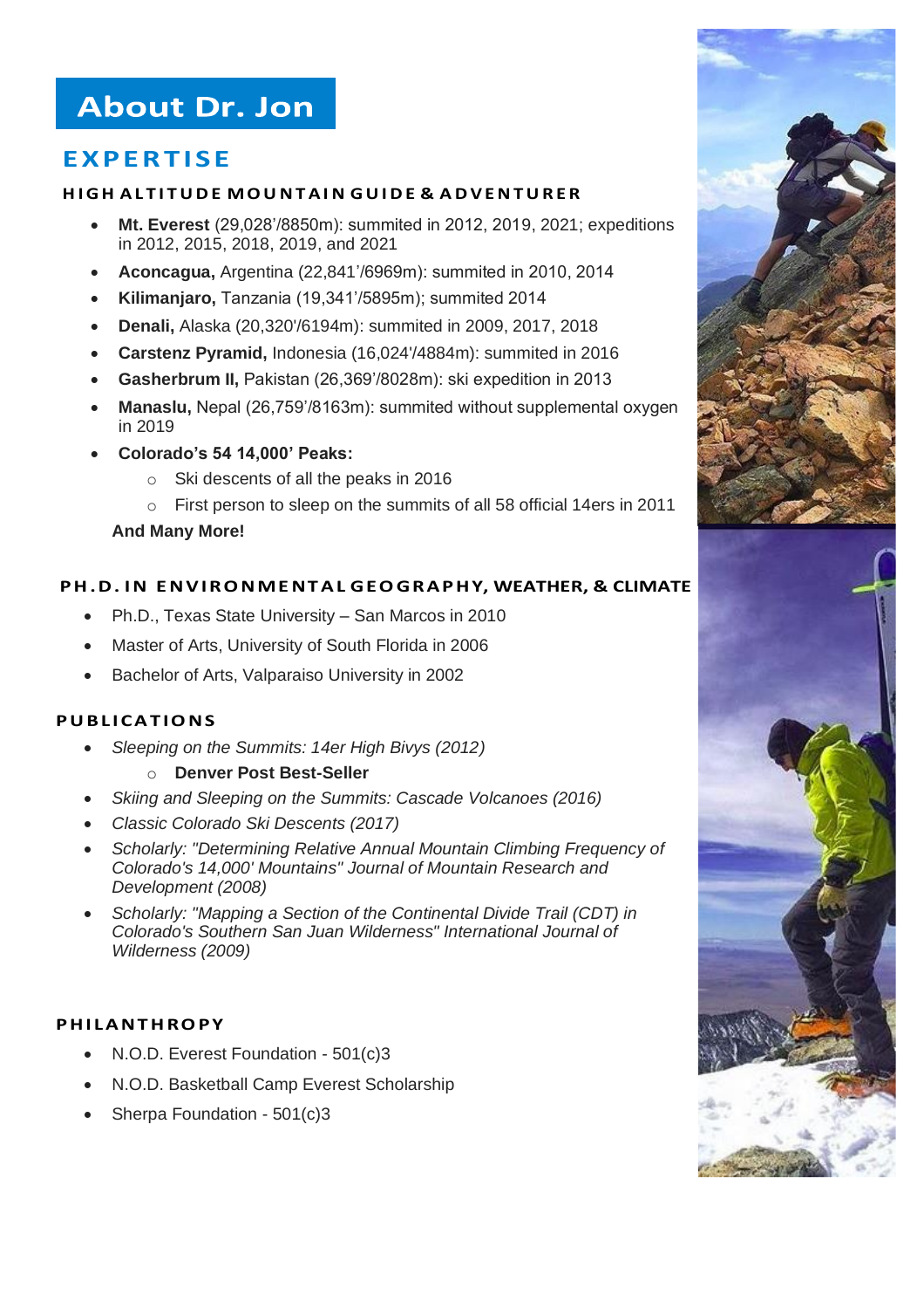# About Dr. Jon

## EXPERTISE

### HIGH ALTITUDE MOUNTAIN GUIDE & ADVENTURER

- **Mt. Everest** (29,028'/8850m): summited in 2012, 2019, 2021; expeditions in 2012, 2015, 2018, 2019, and 2021
- **Aconcagua,** Argentina (22,841'/6969m): summited in 2010, 2014
- **Kilimanjaro,** Tanzania (19,341'/5895m); summited 2014
- **Denali,** Alaska (20,320'/6194m): summited in 2009, 2017, 2018
- **Carstenz Pyramid,** Indonesia (16,024'/4884m): summited in 2016
- **Gasherbrum II,** Pakistan (26,369'/8028m): ski expedition in 2013
- **Manaslu,** Nepal (26,759'/8163m): summited without supplemental oxygen in 2019
- **Colorado's 54 14,000' Peaks:**
  - Ski descents of all the peaks in 2016
  - First person to sleep on the summits of all 58 official 14ers in 2011

**And Many More!**

### PH.D. IN ENVIRONMENTAL GEOGRAPHY, WEATHER, & CLIMATE

- Ph.D., Texas State University – San Marcos in 2010
- Master of Arts, University of South Florida in 2006
- Bachelor of Arts, Valparaiso University in 2002

### PUBLICATIONS

- *Sleeping on the Summits: 14er High Bivys (2012)*
  - **Denver Post Best-Seller**
- *Skiing and Sleeping on the Summits: Cascade Volcanoes (2016)*
- *Classic Colorado Ski Descents (2017)*
- *Scholarly: "Determining Relative Annual Mountain Climbing Frequency of Colorado's 14,000' Mountains" Journal of Mountain Research and Development (2008)*
- *Scholarly: "Mapping a Section of the Continental Divide Trail (CDT) in Colorado's Southern San Juan Wilderness" International Journal of Wilderness (2009)*

### PHILANTHROPY

- N.O.D. Everest Foundation - 501(c)3
- N.O.D. Basketball Camp Everest Scholarship
- Sherpa Foundation - 501(c)3